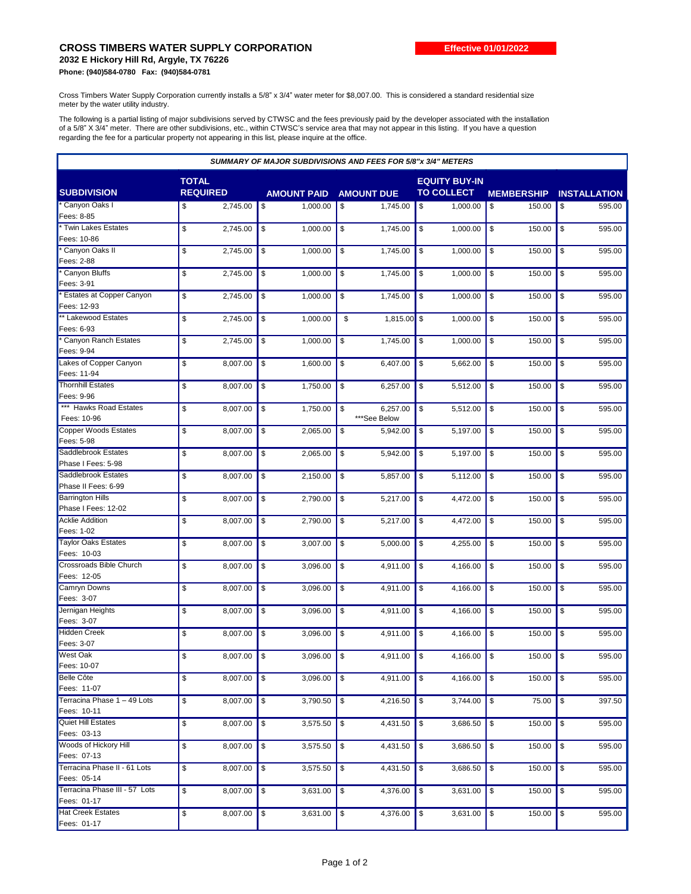# CROSS TIMBERS WATER SUPPLY CORPORATION

**Effective 01/01/2022**

**2032 E Hickory Hill Rd, Argyle, TX 76226**

**Phone: (940)584-0780 Fax: (940)584-0781**

Cross Timbers Water Supply Corporation currently installs a 5/8" x 3/4" water meter for $8,007.00. This is considered a standard residential size meter by the water utility industry.

The following is a partial listing of major subdivisions served by CTWSC and the fees previously paid by the developer associated with the installation of a 5/8" X 3/4" meter. There are other subdivisions, etc., within CTWSC's service area that may not appear in this listing. If you have a question regarding the fee for a particular property not appearing in this list, please inquire at the office.

***SUMMARY OF MAJOR SUBDIVISIONS AND FEES FOR 5/8"x 3/4" METERS***

| SUBDIVISION | TOTAL REQUIRED | AMOUNT PAID | AMOUNT DUE | EQUITY BUY-IN TO COLLECT | MEMBERSHIP | INSTALLATION |
|---|---|---|---|---|---|---|
| * Canyon Oaks I Fees: 8-85 | $ 2,745.00 | $ 1,000.00 | $ 1,745.00 | $ 1,000.00 | $ 150.00 | $ 595.00 |
| * Twin Lakes Estates Fees: 10-86 | $ 2,745.00 | $ 1,000.00 | $ 1,745.00 | $ 1,000.00 | $ 150.00 | $ 595.00 |
| * Canyon Oaks II Fees: 2-88 | $ 2,745.00 | $ 1,000.00 | $ 1,745.00 | $ 1,000.00 | $ 150.00 | $ 595.00 |
| * Canyon Bluffs Fees: 3-91 | $ 2,745.00 | $ 1,000.00 | $ 1,745.00 | $ 1,000.00 | $ 150.00 | $ 595.00 |
| * Estates at Copper Canyon Fees: 12-93 | $ 2,745.00 | $ 1,000.00 | $ 1,745.00 | $ 1,000.00 | $ 150.00 | $ 595.00 |
| ** Lakewood Estates Fees: 6-93 | $ 2,745.00 | $ 1,000.00 | $ 1,815.00 | $ 1,000.00 | $ 150.00 | $ 595.00 |
| * Canyon Ranch Estates Fees: 9-94 | $ 2,745.00 | $ 1,000.00 | $ 1,745.00 | $ 1,000.00 | $ 150.00 | $ 595.00 |
| Lakes of Copper Canyon Fees: 11-94 | $ 8,007.00 | $ 1,600.00 | $ 6,407.00 | $ 5,662.00 | $ 150.00 | $ 595.00 |
| Thornhill Estates Fees: 9-96 | $ 8,007.00 | $ 1,750.00 | $ 6,257.00 | $ 5,512.00 | $ 150.00 | $ 595.00 |
| *** Hawks Road Estates Fees: 10-96 | $ 8,007.00 | $ 1,750.00 | $ 6,257.00 ***See Below | $ 5,512.00 | $ 150.00 | $ 595.00 |
| Copper Woods Estates Fees: 5-98 | $ 8,007.00 | $ 2,065.00 | $ 5,942.00 | $ 5,197.00 | $ 150.00 | $ 595.00 |
| Saddlebrook Estates Phase I Fees: 5-98 | $ 8,007.00 | $ 2,065.00 | $ 5,942.00 | $ 5,197.00 | $ 150.00 | $ 595.00 |
| Saddlebrook Estates Phase II Fees: 6-99 | $ 8,007.00 | $ 2,150.00 | $ 5,857.00 | $ 5,112.00 | $ 150.00 | $ 595.00 |
| Barrington Hills Phase I Fees: 12-02 | $ 8,007.00 | $ 2,790.00 | $ 5,217.00 | $ 4,472.00 | $ 150.00 | $ 595.00 |
| Acklie Addition Fees: 1-02 | $ 8,007.00 | $ 2,790.00 | $ 5,217.00 | $ 4,472.00 | $ 150.00 | $ 595.00 |
| Taylor Oaks Estates Fees: 10-03 | $ 8,007.00 | $ 3,007.00 | $ 5,000.00 | $ 4,255.00 | $ 150.00 | $ 595.00 |
| Crossroads Bible Church Fees: 12-05 | $ 8,007.00 | $ 3,096.00 | $ 4,911.00 | $ 4,166.00 | $ 150.00 | $ 595.00 |
| Camryn Downs Fees: 3-07 | $ 8,007.00 | $ 3,096.00 | $ 4,911.00 | $ 4,166.00 | $ 150.00 | $ 595.00 |
| Jernigan Heights Fees: 3-07 | $ 8,007.00 | $ 3,096.00 | $ 4,911.00 | $ 4,166.00 | $ 150.00 | $ 595.00 |
| Hidden Creek Fees: 3-07 | $ 8,007.00 | $ 3,096.00 | $ 4,911.00 | $ 4,166.00 | $ 150.00 | $ 595.00 |
| West Oak Fees: 10-07 | $ 8,007.00 | $ 3,096.00 | $ 4,911.00 | $ 4,166.00 | $ 150.00 | $ 595.00 |
| Belle Côte Fees: 11-07 | $ 8,007.00 | $ 3,096.00 | $ 4,911.00 | $ 4,166.00 | $ 150.00 | $ 595.00 |
| Terracina Phase 1 – 49 Lots Fees: 10-11 | $ 8,007.00 | $ 3,790.50 | $ 4,216.50 | $ 3,744.00 | $ 75.00 | $ 397.50 |
| Quiet Hill Estates Fees: 03-13 | $ 8,007.00 | $ 3,575.50 | $ 4,431.50 | $ 3,686.50 | $ 150.00 | $ 595.00 |
| Woods of Hickory Hill Fees: 07-13 | $ 8,007.00 | $ 3,575.50 | $ 4,431.50 | $ 3,686.50 | $ 150.00 | $ 595.00 |
| Terracina Phase II - 61 Lots Fees: 05-14 | $ 8,007.00 | $ 3,575.50 | $ 4,431.50 | $ 3,686.50 | $ 150.00 | $ 595.00 |
| Terracina Phase III - 57 Lots Fees: 01-17 | $ 8,007.00 | $ 3,631.00 | $ 4,376.00 | $ 3,631.00 | $ 150.00 | $ 595.00 |
| Hat Creek Estates Fees: 01-17 | $ 8,007.00 | $ 3,631.00 | $ 4,376.00 | $ 3,631.00 | $ 150.00 | $ 595.00 |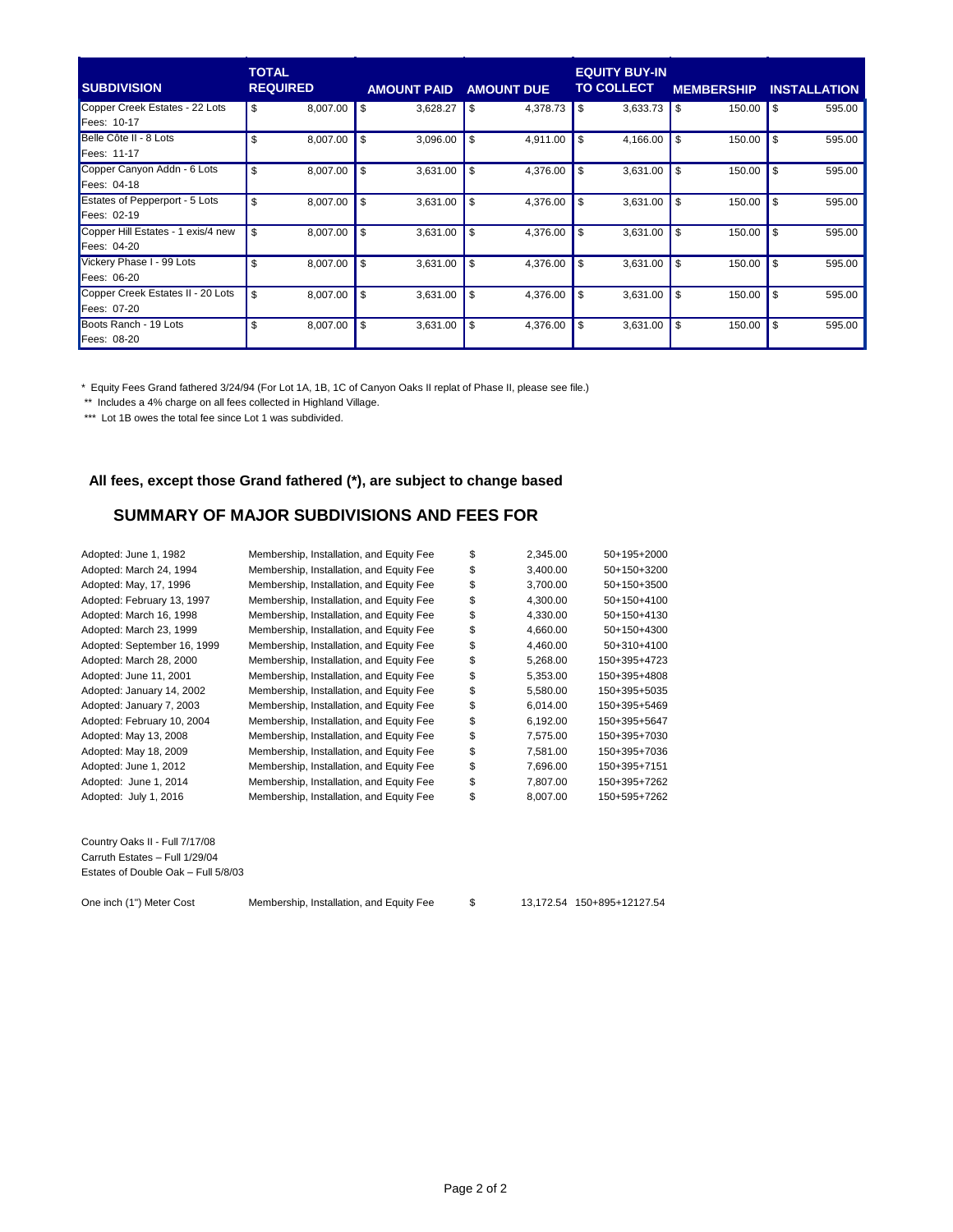| SUBDIVISION | TOTAL REQUIRED | AMOUNT PAID | AMOUNT DUE | EQUITY BUY-IN TO COLLECT | MEMBERSHIP | INSTALLATION |
|---|---|---|---|---|---|---|
| Copper Creek Estates - 22 Lots Fees: 10-17 | $ 8,007.00 | $ 3,628.27 | $ 4,378.73 | $ 3,633.73 | $ 150.00 | $ 595.00 |
| Belle Côte II - 8 Lots Fees: 11-17 | $ 8,007.00 | $ 3,096.00 | $ 4,911.00 | $ 4,166.00 | $ 150.00 | $ 595.00 |
| Copper Canyon Addn - 6 Lots Fees: 04-18 | $ 8,007.00 | $ 3,631.00 | $ 4,376.00 | $ 3,631.00 | $ 150.00 | $ 595.00 |
| Estates of Pepperport - 5 Lots Fees: 02-19 | $ 8,007.00 | $ 3,631.00 | $ 4,376.00 | $ 3,631.00 | $ 150.00 | $ 595.00 |
| Copper Hill Estates - 1 exis/4 new Fees: 04-20 | $ 8,007.00 | $ 3,631.00 | $ 4,376.00 | $ 3,631.00 | $ 150.00 | $ 595.00 |
| Vickery Phase I - 99 Lots Fees: 06-20 | $ 8,007.00 | $ 3,631.00 | $ 4,376.00 | $ 3,631.00 | $ 150.00 | $ 595.00 |
| Copper Creek Estates II - 20 Lots Fees: 07-20 | $ 8,007.00 | $ 3,631.00 | $ 4,376.00 | $ 3,631.00 | $ 150.00 | $ 595.00 |
| Boots Ranch - 19 Lots Fees: 08-20 | $ 8,007.00 | $ 3,631.00 | $ 4,376.00 | $ 3,631.00 | $ 150.00 | $ 595.00 |

\* Equity Fees Grand fathered 3/24/94 (For Lot 1A, 1B, 1C of Canyon Oaks II replat of Phase II, please see file.)

\** Includes a 4% charge on all fees collected in Highland Village.

\*** Lot 1B owes the total fee since Lot 1 was subdivided.

**All fees, except those Grand fathered (*), are subject to change based**

## SUMMARY OF MAJOR SUBDIVISIONS AND FEES FOR

| | | | |
|---|---|---|---|
| Adopted: June 1, 1982 | Membership, Installation, and Equity Fee | $ 2,345.00 | 50+195+2000 |
| Adopted: March 24, 1994 | Membership, Installation, and Equity Fee | $ 3,400.00 | 50+150+3200 |
| Adopted: May, 17, 1996 | Membership, Installation, and Equity Fee | $ 3,700.00 | 50+150+3500 |
| Adopted: February 13, 1997 | Membership, Installation, and Equity Fee | $ 4,300.00 | 50+150+4100 |
| Adopted: March 16, 1998 | Membership, Installation, and Equity Fee | $ 4,330.00 | 50+150+4130 |
| Adopted: March 23, 1999 | Membership, Installation, and Equity Fee | $ 4,660.00 | 50+150+4300 |
| Adopted: September 16, 1999 | Membership, Installation, and Equity Fee | $ 4,460.00 | 50+310+4100 |
| Adopted: March 28, 2000 | Membership, Installation, and Equity Fee | $ 5,268.00 | 150+395+4723 |
| Adopted: June 11, 2001 | Membership, Installation, and Equity Fee | $ 5,353.00 | 150+395+4808 |
| Adopted: January 14, 2002 | Membership, Installation, and Equity Fee | $ 5,580.00 | 150+395+5035 |
| Adopted: January 7, 2003 | Membership, Installation, and Equity Fee | $ 6,014.00 | 150+395+5469 |
| Adopted: February 10, 2004 | Membership, Installation, and Equity Fee | $ 6,192.00 | 150+395+5647 |
| Adopted: May 13, 2008 | Membership, Installation, and Equity Fee | $ 7,575.00 | 150+395+7030 |
| Adopted: May 18, 2009 | Membership, Installation, and Equity Fee | $ 7,581.00 | 150+395+7036 |
| Adopted: June 1, 2012 | Membership, Installation, and Equity Fee | $ 7,696.00 | 150+395+7151 |
| Adopted: June 1, 2014 | Membership, Installation, and Equity Fee | $ 7,807.00 | 150+395+7262 |
| Adopted: July 1, 2016 | Membership, Installation, and Equity Fee | $ 8,007.00 | 150+595+7262 |

Country Oaks II - Full 7/17/08
Carruth Estates – Full 1/29/04
Estates of Double Oak – Full 5/8/03

| | | | |
|---|---|---|---|
| One inch (1") Meter Cost | Membership, Installation, and Equity Fee | $ 13,172.54 | 150+895+12127.54 |